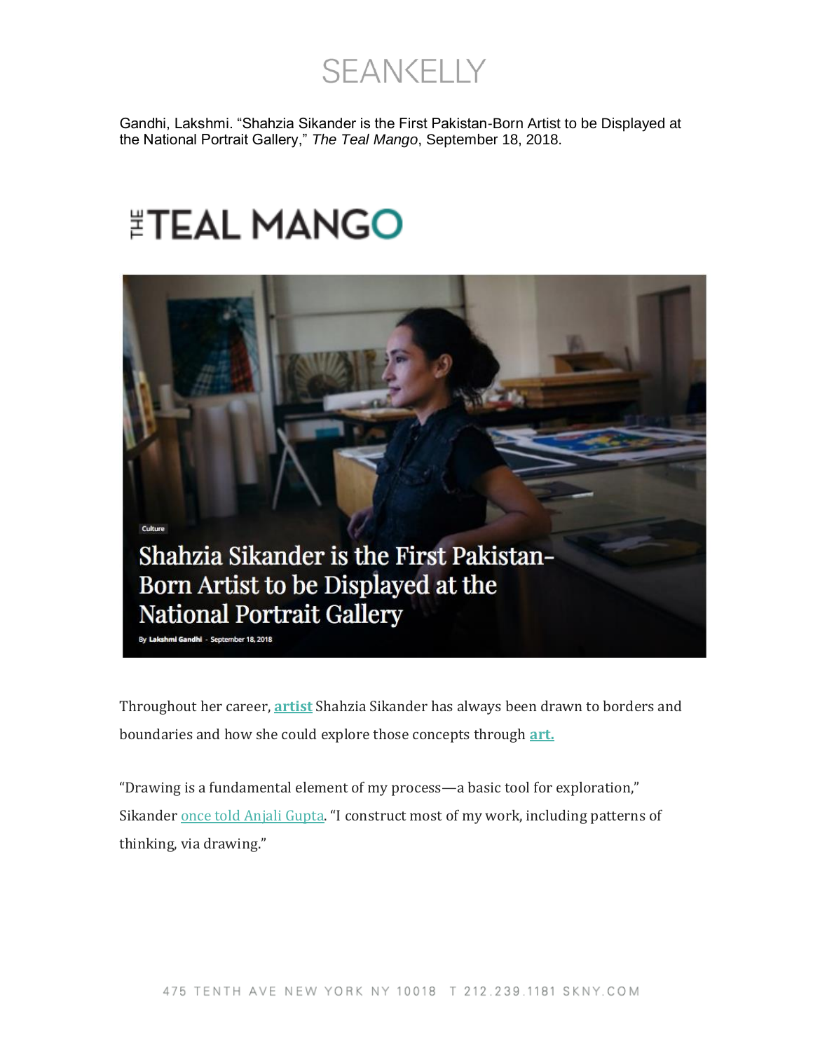Gandhi, Lakshmi. "Shahzia Sikander is the First Pakistan-Born Artist to be Displayed at the National Portrait Gallery," *The Teal Mango*, September 18, 2018.

# THE TEAL MANGO

Culture

## Shahzia Sikander is the First Pakistan-Born Artist to be Displayed at the National Portrait Gallery

By Lakshmi Gandhi - September 18, 2018

Throughout her career, **artist** Shahzia Sikander has always been drawn to borders and boundaries and how she could explore those concepts through **art.**

"Drawing is a fundamental element of my process—a basic tool for exploration," Sikander once told Anjali Gupta. "I construct most of my work, including patterns of thinking, via drawing."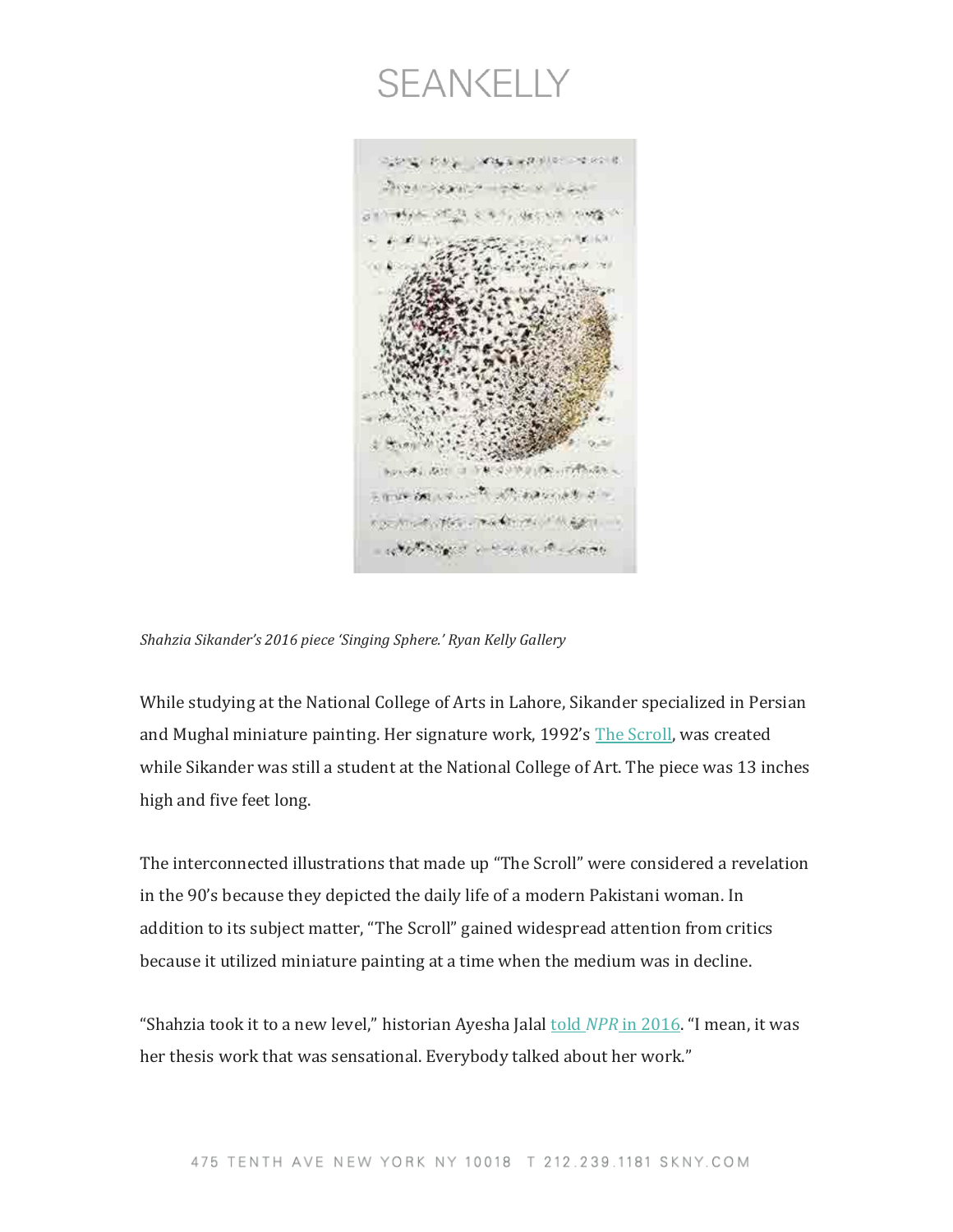*Shahzia Sikander's 2016 piece 'Singing Sphere.' Ryan Kelly Gallery*

While studying at the National College of Arts in Lahore, Sikander specialized in Persian and Mughal miniature painting. Her signature work, 1992's The Scroll, was created while Sikander was still a student at the National College of Art. The piece was 13 inches high and five feet long.

The interconnected illustrations that made up "The Scroll" were considered a revelation in the 90's because they depicted the daily life of a modern Pakistani woman. In addition to its subject matter, "The Scroll" gained widespread attention from critics because it utilized miniature painting at a time when the medium was in decline.

"Shahzia took it to a new level," historian Ayesha Jalal told *NPR* in 2016. "I mean, it was her thesis work that was sensational. Everybody talked about her work."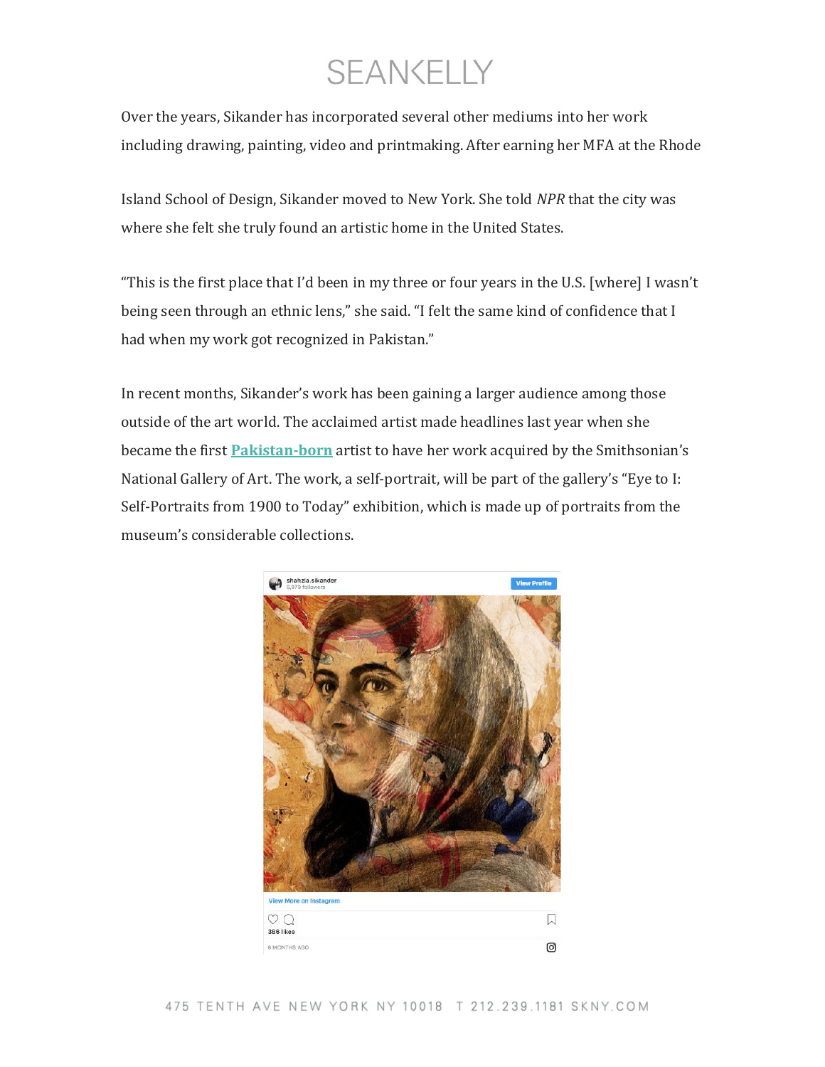Over the years, Sikander has incorporated several other mediums into her work including drawing, painting, video and printmaking. After earning her MFA at the Rhode Island School of Design, Sikander moved to New York. She told *NPR* that the city was where she felt she truly found an artistic home in the United States.

“This is the first place that I’d been in my three or four years in the U.S. [where] I wasn’t being seen through an ethnic lens,” she said. “I felt the same kind of confidence that I had when my work got recognized in Pakistan.”

In recent months, Sikander’s work has been gaining a larger audience among those outside of the art world. The acclaimed artist made headlines last year when she became the first **Pakistan-born** artist to have her work acquired by the Smithsonian’s National Gallery of Art. The work, a self-portrait, will be part of the gallery’s “Eye to I: Self-Portraits from 1900 to Today” exhibition, which is made up of portraits from the museum’s considerable collections.

shahzia.sikander
6,979 followers
View Profile

View More on Instagram

386 likes

6 MONTHS AGO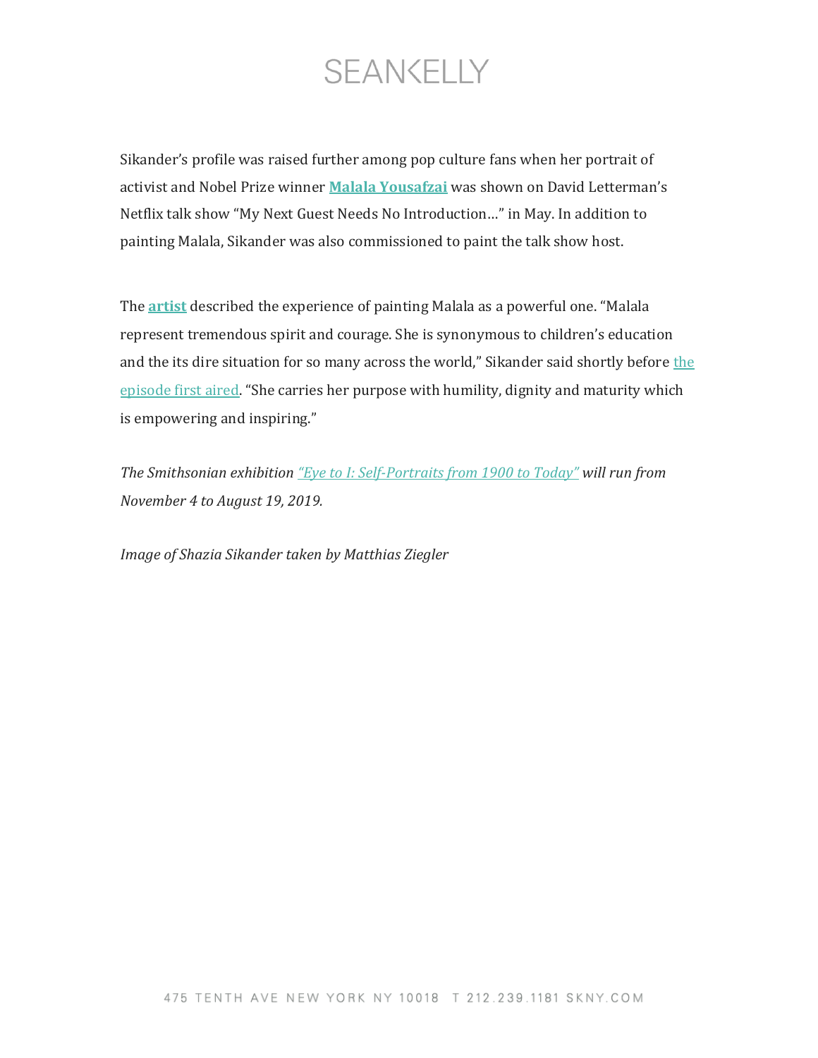Sikander's profile was raised further among pop culture fans when her portrait of activist and Nobel Prize winner **Malala Yousafzai** was shown on David Letterman's Netflix talk show "My Next Guest Needs No Introduction…" in May. In addition to painting Malala, Sikander was also commissioned to paint the talk show host.

The **artist** described the experience of painting Malala as a powerful one. "Malala represent tremendous spirit and courage. She is synonymous to children's education and the its dire situation for so many across the world," Sikander said shortly before the episode first aired. "She carries her purpose with humility, dignity and maturity which is empowering and inspiring."

*The Smithsonian exhibition "Eye to I: Self-Portraits from 1900 to Today" will run from November 4 to August 19, 2019.*

*Image of Shazia Sikander taken by Matthias Ziegler*